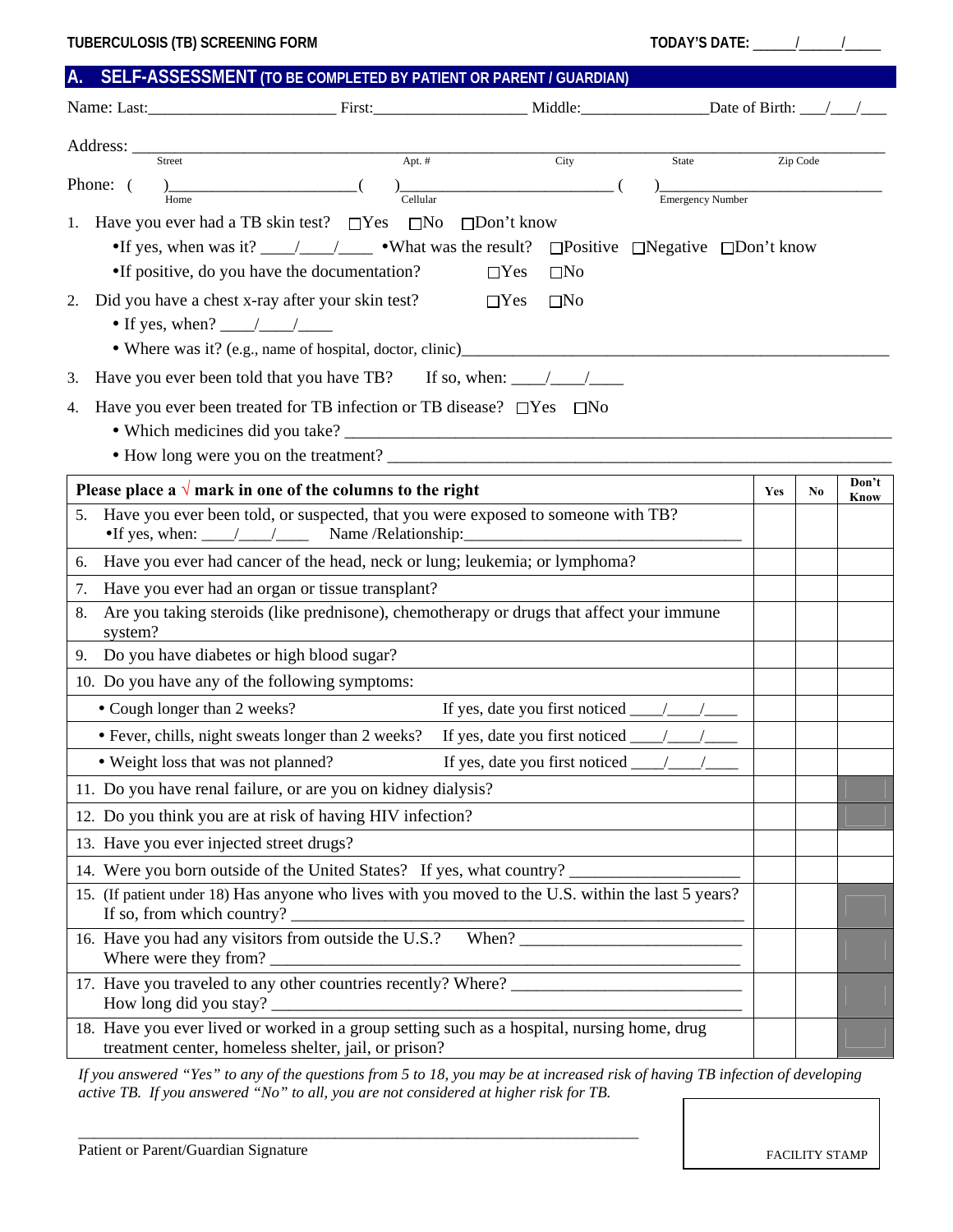**TUBERCULOSIS (TB) SCREENING FORM** **TODAY'S DATE: \_\_\_\_\_/\_\_\_\_\_/\_\_\_\_\_**

## A. SELF-ASSESSMENT (TO BE COMPLETED BY PATIENT OR PARENT / GUARDIAN)

Name: Last:\_\_\_\_\_\_\_\_\_\_\_\_\_\_\_\_\_\_\_\_\_\_ First:\_\_\_\_\_\_\_\_\_\_\_\_\_\_\_\_\_\_\_ Middle:\_\_\_\_\_\_\_\_\_\_\_\_\_\_\_Date of Birth: \_\_\_/\_\_\_/\_\_\_

Address: \_\_\_\_\_\_\_\_\_\_\_\_\_\_\_\_\_\_\_\_\_\_\_\_\_\_\_\_\_\_\_\_\_\_\_\_\_\_\_\_\_\_\_\_\_\_\_\_\_\_\_\_\_\_\_\_\_\_\_\_\_\_\_\_\_\_\_\_\_\_\_\_\_\_\_\_\_\_\_\_
Street Apt. # City State Zip Code

Phone: ( )\_\_\_\_\_\_\_\_\_\_\_\_\_\_\_\_\_\_\_\_\_\_ ( )\_\_\_\_\_\_\_\_\_\_\_\_\_\_\_\_\_\_\_\_\_\_\_\_\_\_ ( )\_\_\_\_\_\_\_\_\_\_\_\_\_\_\_\_\_\_\_\_\_\_\_\_\_\_
Home Cellular Emergency Number

1. Have you ever had a TB skin test? ☐Yes ☐No ☐Don't know
   - If yes, when was it? \_\_\_\_/\_\_\_\_/\_\_\_\_ • What was the result? ☐Positive ☐Negative ☐Don't know
   - If positive, do you have the documentation? ☐Yes ☐No
2. Did you have a chest x-ray after your skin test? ☐Yes ☐No
   - If yes, when? \_\_\_\_/\_\_\_\_/\_\_\_\_
   - Where was it? (e.g., name of hospital, doctor, clinic)\_\_\_\_\_\_\_\_\_\_\_\_\_\_\_\_\_\_\_\_\_\_\_\_\_\_\_\_\_\_\_\_\_\_\_\_\_\_\_\_\_\_\_\_\_\_\_\_\_\_\_\_
3. Have you ever been told that you have TB? If so, when: \_\_\_\_/\_\_\_\_/\_\_\_\_
4. Have you ever been treated for TB infection or TB disease? ☐Yes ☐No
   - Which medicines did you take? \_\_\_\_\_\_\_\_\_\_\_\_\_\_\_\_\_\_\_\_\_\_\_\_\_\_\_\_\_\_\_\_\_\_\_\_\_\_\_\_\_\_\_\_\_\_\_\_\_\_\_\_\_\_\_\_\_\_\_\_\_\_
   - How long were you on the treatment? \_\_\_\_\_\_\_\_\_\_\_\_\_\_\_\_\_\_\_\_\_\_\_\_\_\_\_\_\_\_\_\_\_\_\_\_\_\_\_\_\_\_\_\_\_\_\_\_\_\_\_\_\_\_\_\_\_\_

| Please place a √ mark in one of the columns to the right | Yes | No | Don't Know |
|---|---|---|---|
| 5. Have you ever been told, or suspected, that you were exposed to someone with TB? • If yes, when: \_\_\_\_/\_\_\_\_/\_\_\_\_ Name /Relationship:\_\_\_\_\_\_\_\_\_\_\_\_\_\_\_\_\_\_\_\_\_\_\_\_\_\_\_\_\_\_\_\_\_\_ | | | |
| 6. Have you ever had cancer of the head, neck or lung; leukemia; or lymphoma? | | | |
| 7. Have you ever had an organ or tissue transplant? | | | |
| 8. Are you taking steroids (like prednisone), chemotherapy or drugs that affect your immune system? | | | |
| 9. Do you have diabetes or high blood sugar? | | | |
| 10. Do you have any of the following symptoms: | | | |
| • Cough longer than 2 weeks? If yes, date you first noticed \_\_\_\_/\_\_\_\_/\_\_\_\_ | | | |
| • Fever, chills, night sweats longer than 2 weeks? If yes, date you first noticed \_\_\_\_/\_\_\_\_/\_\_\_\_ | | | |
| • Weight loss that was not planned? If yes, date you first noticed \_\_\_\_/\_\_\_\_/\_\_\_\_ | | | |
| 11. Do you have renal failure, or are you on kidney dialysis? | | | |
| 12. Do you think you are at risk of having HIV infection? | | | |
| 13. Have you ever injected street drugs? | | | |
| 14. Were you born outside of the United States? If yes, what country? \_\_\_\_\_\_\_\_\_\_\_\_\_\_\_\_\_\_\_ | | | |
| 15. (If patient under 18) Has anyone who lives with you moved to the U.S. within the last 5 years? If so, from which country? \_\_\_\_\_\_\_\_\_\_\_\_\_\_\_\_\_\_\_\_\_\_\_\_\_\_\_\_\_\_\_\_\_\_\_\_\_\_\_\_\_\_\_\_\_\_\_\_\_\_\_\_\_\_\_\_ | | | |
| 16. Have you had any visitors from outside the U.S.? When? \_\_\_\_\_\_\_\_\_\_\_\_\_\_\_\_\_\_\_\_\_\_\_\_\_\_\_ Where were they from? \_\_\_\_\_\_\_\_\_\_\_\_\_\_\_\_\_\_\_\_\_\_\_\_\_\_\_\_\_\_\_\_\_\_\_\_\_\_\_\_\_\_\_\_\_\_\_\_\_\_\_\_\_\_\_\_ | | | |
| 17. Have you traveled to any other countries recently? Where? \_\_\_\_\_\_\_\_\_\_\_\_\_\_\_\_\_\_\_\_\_\_\_\_\_\_\_\_\_ How long did you stay? \_\_\_\_\_\_\_\_\_\_\_\_\_\_\_\_\_\_\_\_\_\_\_\_\_\_\_\_\_\_\_\_\_\_\_\_\_\_\_\_\_\_\_\_\_\_\_\_\_\_\_\_\_\_\_\_\_\_\_\_ | | | |
| 18. Have you ever lived or worked in a group setting such as a hospital, nursing home, drug treatment center, homeless shelter, jail, or prison? | | | |

*If you answered "Yes" to any of the questions from 5 to 18, you may be at increased risk of having TB infection of developing active TB. If you answered "No" to all, you are not considered at higher risk for TB.*

\_\_\_\_\_\_\_\_\_\_\_\_\_\_\_\_\_\_\_\_\_\_\_\_\_\_\_\_\_\_\_\_\_\_\_\_\_\_\_\_\_\_\_\_\_\_\_\_\_\_\_\_\_\_\_\_\_\_\_\_\_\_\_\_\_\_\_\_\_\_
Patient or Parent/Guardian Signature

FACILITY STAMP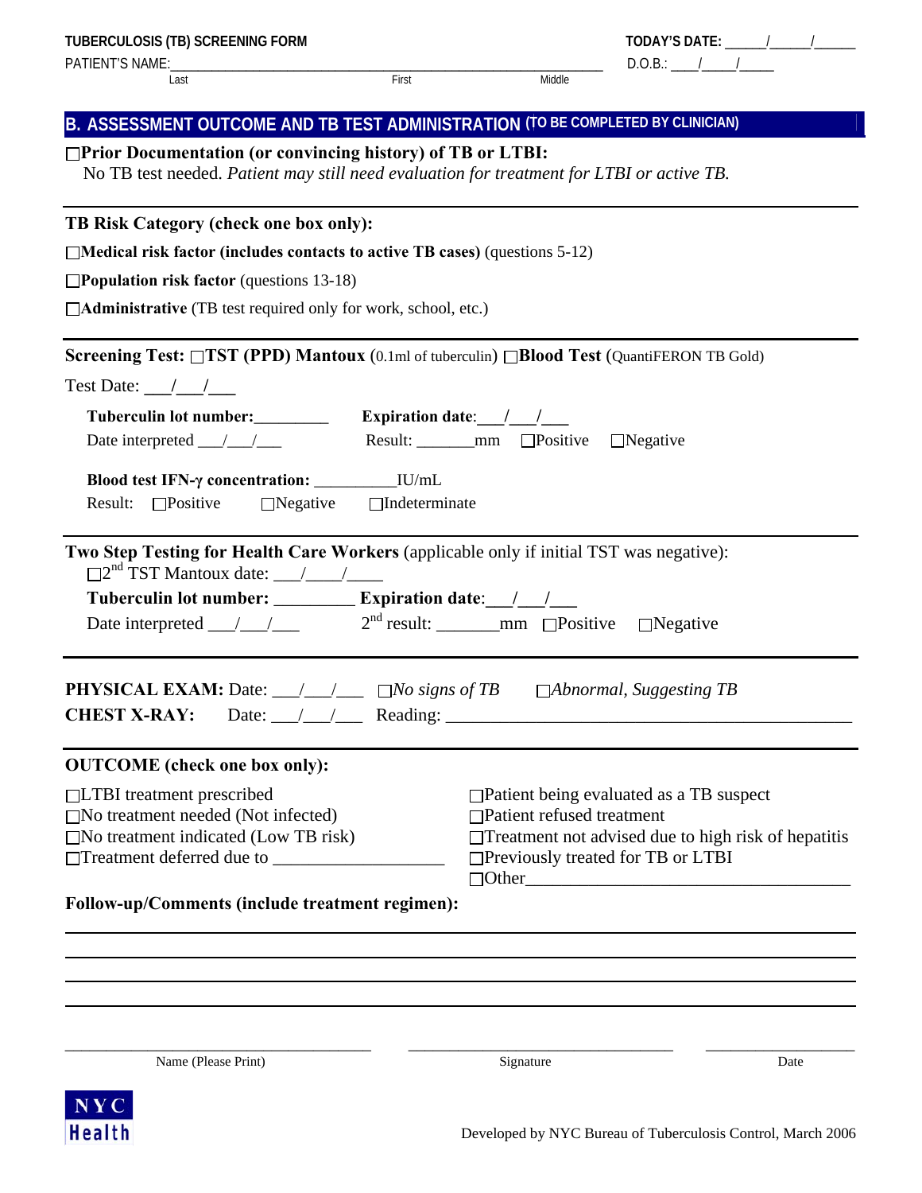**TUBERCULOSIS (TB) SCREENING FORM** **TODAY'S DATE:** _____/_____/_____

PATIENT'S NAME:________________________________________________ D.O.B.: ____/____/____

Last First Middle

## B. ASSESSMENT OUTCOME AND TB TEST ADMINISTRATION (TO BE COMPLETED BY CLINICIAN)

☐**Prior Documentation (or convincing history) of TB or LTBI:**
No TB test needed. *Patient may still need evaluation for treatment for LTBI or active TB.*

---

**TB Risk Category (check one box only):**

☐**Medical risk factor (includes contacts to active TB cases)** (questions 5-12)

☐**Population risk factor** (questions 13-18)

☐**Administrative** (TB test required only for work, school, etc.)

---

**Screening Test:** ☐**TST (PPD) Mantoux** (0.1ml of tuberculin) ☐**Blood Test** (QuantiFERON TB Gold)

Test Date: ___/___/___

**Tuberculin lot number:**_________ **Expiration date**:___/___/___

Date interpreted ___/___/___ Result: _______mm ☐Positive ☐Negative

**Blood test IFN-γ concentration:** __________IU/mL

Result: ☐Positive ☐Negative ☐Indeterminate

---

**Two Step Testing for Health Care Workers** (applicable only if initial TST was negative):

☐2nd TST Mantoux date: ___/____/____

**Tuberculin lot number:** _________ **Expiration date**:___/___/___

Date interpreted ___/___/___ 2nd result: _______mm ☐Positive ☐Negative

---

**PHYSICAL EXAM:** Date: ___/___/___ ☐*No signs of TB* ☐*Abnormal, Suggesting TB*

**CHEST X-RAY:** Date: ___/___/___ Reading: ______________________________________________

---

**OUTCOME (check one box only):**

☐LTBI treatment prescribed

☐No treatment needed (Not infected)

☐No treatment indicated (Low TB risk)

☐Treatment deferred due to ___________________

☐Patient being evaluated as a TB suspect

☐Patient refused treatment

☐Treatment not advised due to high risk of hepatitis

☐Previously treated for TB or LTBI

☐Other____________________________________

**Follow-up/Comments (include treatment regimen):**

______________________________________________________________________________

______________________________________________________________________________

______________________________________________________________________________

______________________________________________________________________________

_______________________________ _______________________________ __________________

Name (Please Print) Signature Date

NYC Health

Developed by NYC Bureau of Tuberculosis Control, March 2006